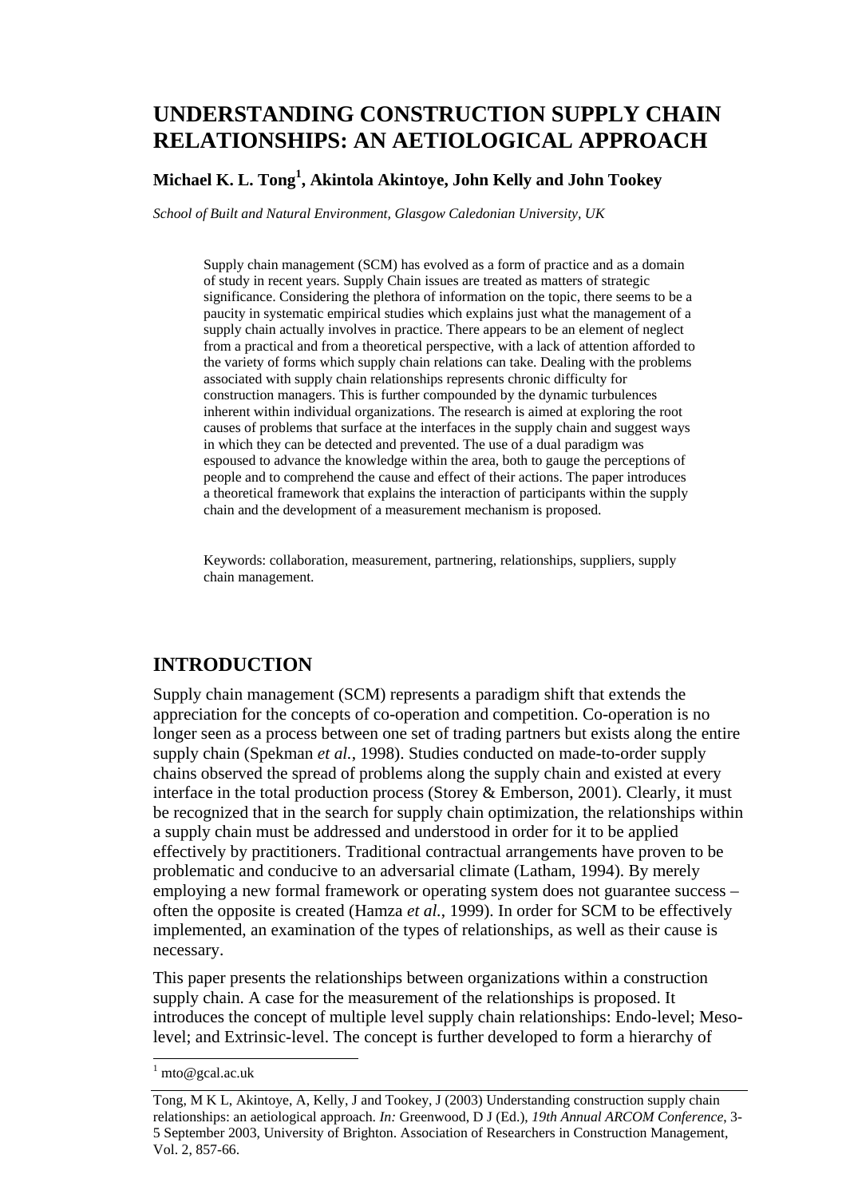# UNDERSTANDING CONSTRUCTION SUPPLY CHAIN RELATIONSHIPS: AN AETIOLOGICAL APPROACH

**Michael K. L. Tong[1], Akintola Akintoye, John Kelly and John Tookey**

*School of Built and Natural Environment, Glasgow Caledonian University, UK*

Supply chain management (SCM) has evolved as a form of practice and as a domain of study in recent years. Supply Chain issues are treated as matters of strategic significance. Considering the plethora of information on the topic, there seems to be a paucity in systematic empirical studies which explains just what the management of a supply chain actually involves in practice. There appears to be an element of neglect from a practical and from a theoretical perspective, with a lack of attention afforded to the variety of forms which supply chain relations can take. Dealing with the problems associated with supply chain relationships represents chronic difficulty for construction managers. This is further compounded by the dynamic turbulences inherent within individual organizations. The research is aimed at exploring the root causes of problems that surface at the interfaces in the supply chain and suggest ways in which they can be detected and prevented. The use of a dual paradigm was espoused to advance the knowledge within the area, both to gauge the perceptions of people and to comprehend the cause and effect of their actions. The paper introduces a theoretical framework that explains the interaction of participants within the supply chain and the development of a measurement mechanism is proposed.

Keywords: collaboration, measurement, partnering, relationships, suppliers, supply chain management.

## INTRODUCTION

Supply chain management (SCM) represents a paradigm shift that extends the appreciation for the concepts of co-operation and competition. Co-operation is no longer seen as a process between one set of trading partners but exists along the entire supply chain (Spekman *et al.*, 1998). Studies conducted on made-to-order supply chains observed the spread of problems along the supply chain and existed at every interface in the total production process (Storey & Emberson, 2001). Clearly, it must be recognized that in the search for supply chain optimization, the relationships within a supply chain must be addressed and understood in order for it to be applied effectively by practitioners. Traditional contractual arrangements have proven to be problematic and conducive to an adversarial climate (Latham, 1994). By merely employing a new formal framework or operating system does not guarantee success – often the opposite is created (Hamza *et al.*, 1999). In order for SCM to be effectively implemented, an examination of the types of relationships, as well as their cause is necessary.

This paper presents the relationships between organizations within a construction supply chain. A case for the measurement of the relationships is proposed. It introduces the concept of multiple level supply chain relationships: Endo-level; Meso-level; and Extrinsic-level. The concept is further developed to form a hierarchy of

[1] mto@gcal.ac.uk

Tong, M K L, Akintoye, A, Kelly, J and Tookey, J (2003) Understanding construction supply chain relationships: an aetiological approach. *In:* Greenwood, D J (Ed.), *19th Annual ARCOM Conference*, 3-5 September 2003, University of Brighton. Association of Researchers in Construction Management, Vol. 2, 857-66.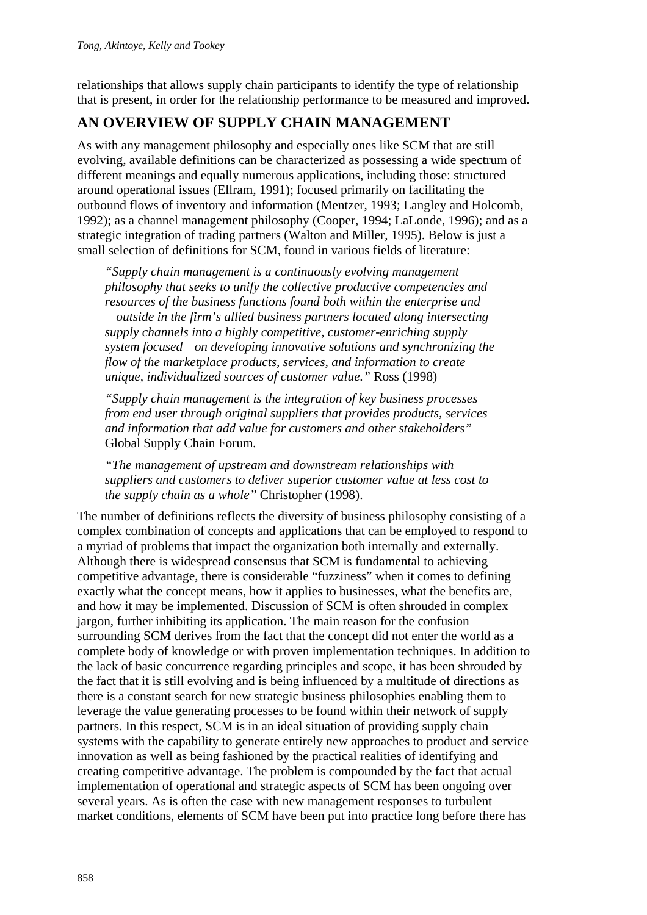relationships that allows supply chain participants to identify the type of relationship that is present, in order for the relationship performance to be measured and improved.

## AN OVERVIEW OF SUPPLY CHAIN MANAGEMENT

As with any management philosophy and especially ones like SCM that are still evolving, available definitions can be characterized as possessing a wide spectrum of different meanings and equally numerous applications, including those: structured around operational issues (Ellram, 1991); focused primarily on facilitating the outbound flows of inventory and information (Mentzer, 1993; Langley and Holcomb, 1992); as a channel management philosophy (Cooper, 1994; LaLonde, 1996); and as a strategic integration of trading partners (Walton and Miller, 1995). Below is just a small selection of definitions for SCM, found in various fields of literature:

> *"Supply chain management is a continuously evolving management philosophy that seeks to unify the collective productive competencies and resources of the business functions found both within the enterprise and outside in the firm's allied business partners located along intersecting supply channels into a highly competitive, customer-enriching supply system focused on developing innovative solutions and synchronizing the flow of the marketplace products, services, and information to create unique, individualized sources of customer value."* Ross (1998)

> *"Supply chain management is the integration of key business processes from end user through original suppliers that provides products, services and information that add value for customers and other stakeholders"* Global Supply Chain Forum.

> *"The management of upstream and downstream relationships with suppliers and customers to deliver superior customer value at less cost to the supply chain as a whole"* Christopher (1998).

The number of definitions reflects the diversity of business philosophy consisting of a complex combination of concepts and applications that can be employed to respond to a myriad of problems that impact the organization both internally and externally. Although there is widespread consensus that SCM is fundamental to achieving competitive advantage, there is considerable "fuzziness" when it comes to defining exactly what the concept means, how it applies to businesses, what the benefits are, and how it may be implemented. Discussion of SCM is often shrouded in complex jargon, further inhibiting its application. The main reason for the confusion surrounding SCM derives from the fact that the concept did not enter the world as a complete body of knowledge or with proven implementation techniques. In addition to the lack of basic concurrence regarding principles and scope, it has been shrouded by the fact that it is still evolving and is being influenced by a multitude of directions as there is a constant search for new strategic business philosophies enabling them to leverage the value generating processes to be found within their network of supply partners. In this respect, SCM is in an ideal situation of providing supply chain systems with the capability to generate entirely new approaches to product and service innovation as well as being fashioned by the practical realities of identifying and creating competitive advantage. The problem is compounded by the fact that actual implementation of operational and strategic aspects of SCM has been ongoing over several years. As is often the case with new management responses to turbulent market conditions, elements of SCM have been put into practice long before there has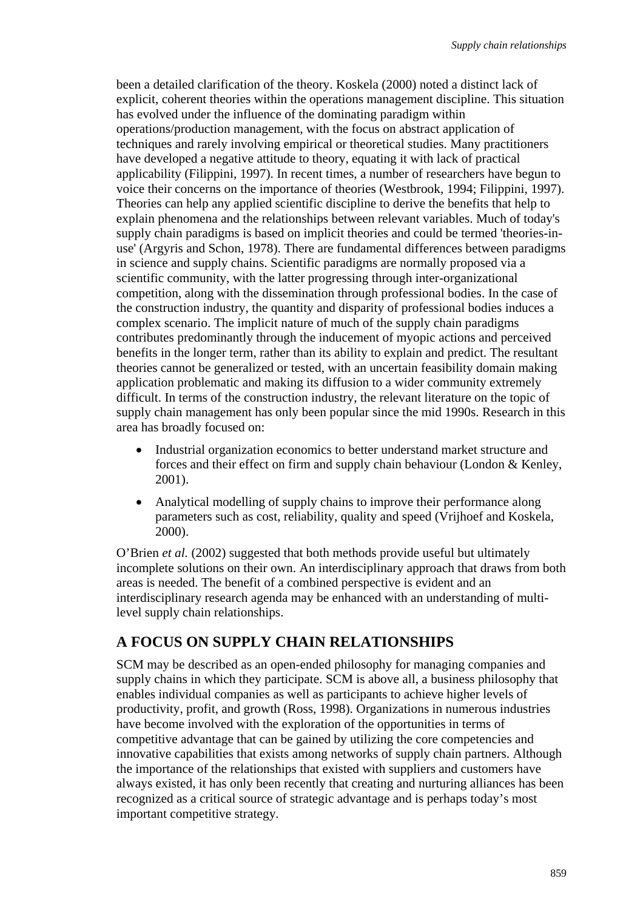been a detailed clarification of the theory. Koskela (2000) noted a distinct lack of explicit, coherent theories within the operations management discipline. This situation has evolved under the influence of the dominating paradigm within operations/production management, with the focus on abstract application of techniques and rarely involving empirical or theoretical studies. Many practitioners have developed a negative attitude to theory, equating it with lack of practical applicability (Filippini, 1997). In recent times, a number of researchers have begun to voice their concerns on the importance of theories (Westbrook, 1994; Filippini, 1997). Theories can help any applied scientific discipline to derive the benefits that help to explain phenomena and the relationships between relevant variables. Much of today's supply chain paradigms is based on implicit theories and could be termed 'theories-in-use' (Argyris and Schon, 1978). There are fundamental differences between paradigms in science and supply chains. Scientific paradigms are normally proposed via a scientific community, with the latter progressing through inter-organizational competition, along with the dissemination through professional bodies. In the case of the construction industry, the quantity and disparity of professional bodies induces a complex scenario. The implicit nature of much of the supply chain paradigms contributes predominantly through the inducement of myopic actions and perceived benefits in the longer term, rather than its ability to explain and predict. The resultant theories cannot be generalized or tested, with an uncertain feasibility domain making application problematic and making its diffusion to a wider community extremely difficult. In terms of the construction industry, the relevant literature on the topic of supply chain management has only been popular since the mid 1990s. Research in this area has broadly focused on:

- Industrial organization economics to better understand market structure and forces and their effect on firm and supply chain behaviour (London & Kenley, 2001).
- Analytical modelling of supply chains to improve their performance along parameters such as cost, reliability, quality and speed (Vrijhoef and Koskela, 2000).

O'Brien *et al.* (2002) suggested that both methods provide useful but ultimately incomplete solutions on their own. An interdisciplinary approach that draws from both areas is needed. The benefit of a combined perspective is evident and an interdisciplinary research agenda may be enhanced with an understanding of multi-level supply chain relationships.

## A FOCUS ON SUPPLY CHAIN RELATIONSHIPS

SCM may be described as an open-ended philosophy for managing companies and supply chains in which they participate. SCM is above all, a business philosophy that enables individual companies as well as participants to achieve higher levels of productivity, profit, and growth (Ross, 1998). Organizations in numerous industries have become involved with the exploration of the opportunities in terms of competitive advantage that can be gained by utilizing the core competencies and innovative capabilities that exists among networks of supply chain partners. Although the importance of the relationships that existed with suppliers and customers have always existed, it has only been recently that creating and nurturing alliances has been recognized as a critical source of strategic advantage and is perhaps today's most important competitive strategy.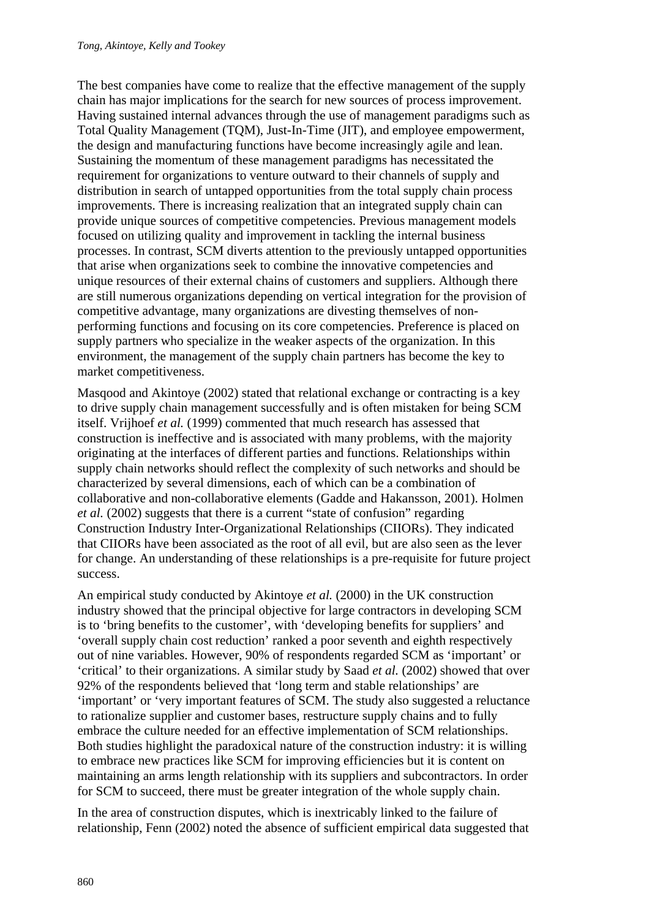The best companies have come to realize that the effective management of the supply chain has major implications for the search for new sources of process improvement. Having sustained internal advances through the use of management paradigms such as Total Quality Management (TQM), Just-In-Time (JIT), and employee empowerment, the design and manufacturing functions have become increasingly agile and lean. Sustaining the momentum of these management paradigms has necessitated the requirement for organizations to venture outward to their channels of supply and distribution in search of untapped opportunities from the total supply chain process improvements. There is increasing realization that an integrated supply chain can provide unique sources of competitive competencies. Previous management models focused on utilizing quality and improvement in tackling the internal business processes. In contrast, SCM diverts attention to the previously untapped opportunities that arise when organizations seek to combine the innovative competencies and unique resources of their external chains of customers and suppliers. Although there are still numerous organizations depending on vertical integration for the provision of competitive advantage, many organizations are divesting themselves of non-performing functions and focusing on its core competencies. Preference is placed on supply partners who specialize in the weaker aspects of the organization. In this environment, the management of the supply chain partners has become the key to market competitiveness.

Masqood and Akintoye (2002) stated that relational exchange or contracting is a key to drive supply chain management successfully and is often mistaken for being SCM itself. Vrijhoef *et al.* (1999) commented that much research has assessed that construction is ineffective and is associated with many problems, with the majority originating at the interfaces of different parties and functions. Relationships within supply chain networks should reflect the complexity of such networks and should be characterized by several dimensions, each of which can be a combination of collaborative and non-collaborative elements (Gadde and Hakansson, 2001). Holmen *et al.* (2002) suggests that there is a current “state of confusion” regarding Construction Industry Inter-Organizational Relationships (CIIORs). They indicated that CIIORs have been associated as the root of all evil, but are also seen as the lever for change. An understanding of these relationships is a pre-requisite for future project success.

An empirical study conducted by Akintoye *et al.* (2000) in the UK construction industry showed that the principal objective for large contractors in developing SCM is to ‘bring benefits to the customer’, with ‘developing benefits for suppliers’ and ‘overall supply chain cost reduction’ ranked a poor seventh and eighth respectively out of nine variables. However, 90% of respondents regarded SCM as ‘important’ or ‘critical’ to their organizations. A similar study by Saad *et al.* (2002) showed that over 92% of the respondents believed that ‘long term and stable relationships’ are ‘important’ or ‘very important features of SCM. The study also suggested a reluctance to rationalize supplier and customer bases, restructure supply chains and to fully embrace the culture needed for an effective implementation of SCM relationships. Both studies highlight the paradoxical nature of the construction industry: it is willing to embrace new practices like SCM for improving efficiencies but it is content on maintaining an arms length relationship with its suppliers and subcontractors. In order for SCM to succeed, there must be greater integration of the whole supply chain.

In the area of construction disputes, which is inextricably linked to the failure of relationship, Fenn (2002) noted the absence of sufficient empirical data suggested that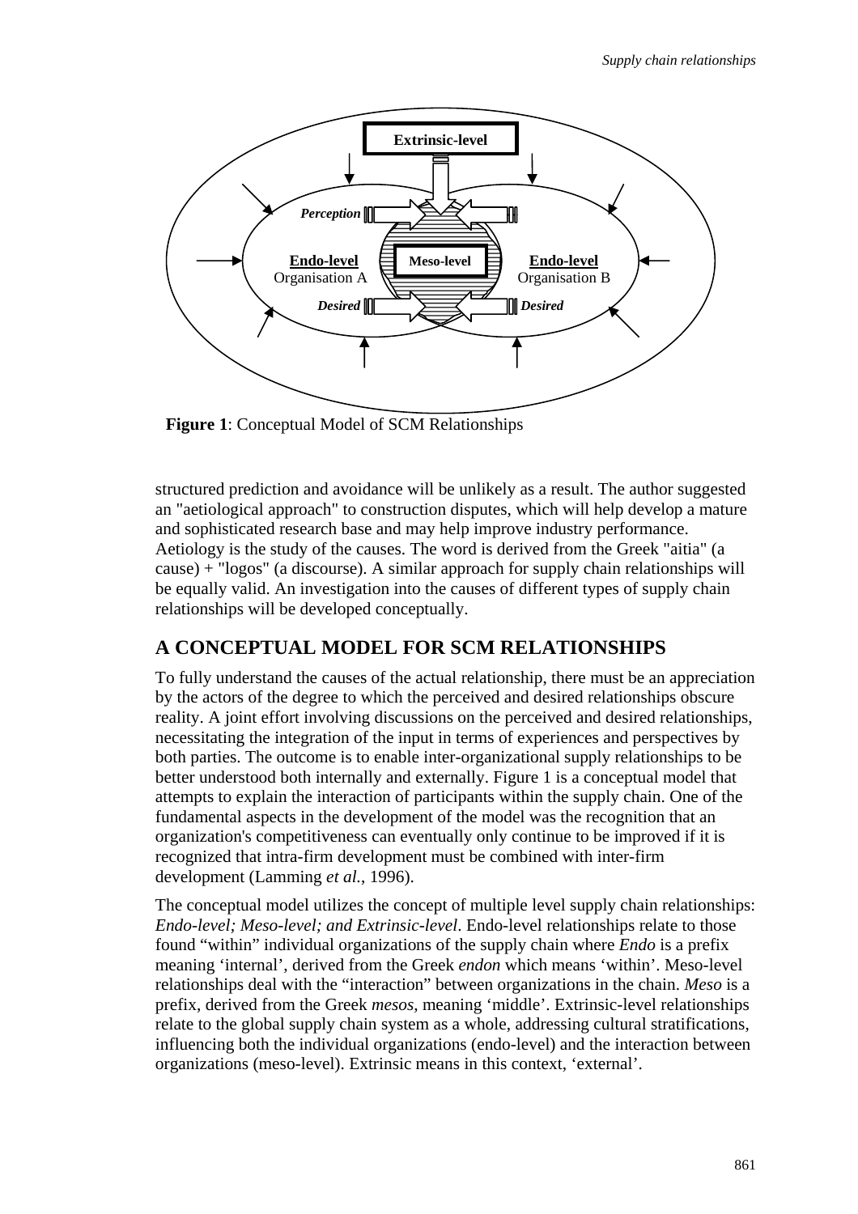**Figure 1**: Conceptual Model of SCM Relationships

structured prediction and avoidance will be unlikely as a result. The author suggested an "aetiological approach" to construction disputes, which will help develop a mature and sophisticated research base and may help improve industry performance. Aetiology is the study of the causes. The word is derived from the Greek "aitia" (a cause) + "logos" (a discourse). A similar approach for supply chain relationships will be equally valid. An investigation into the causes of different types of supply chain relationships will be developed conceptually.

## A CONCEPTUAL MODEL FOR SCM RELATIONSHIPS

To fully understand the causes of the actual relationship, there must be an appreciation by the actors of the degree to which the perceived and desired relationships obscure reality. A joint effort involving discussions on the perceived and desired relationships, necessitating the integration of the input in terms of experiences and perspectives by both parties. The outcome is to enable inter-organizational supply relationships to be better understood both internally and externally. Figure 1 is a conceptual model that attempts to explain the interaction of participants within the supply chain. One of the fundamental aspects in the development of the model was the recognition that an organization's competitiveness can eventually only continue to be improved if it is recognized that intra-firm development must be combined with inter-firm development (Lamming *et al.*, 1996).

The conceptual model utilizes the concept of multiple level supply chain relationships: *Endo-level; Meso-level; and Extrinsic-level*. Endo-level relationships relate to those found "within" individual organizations of the supply chain where *Endo* is a prefix meaning 'internal', derived from the Greek *endon* which means 'within'. Meso-level relationships deal with the "interaction" between organizations in the chain. *Meso* is a prefix, derived from the Greek *mesos*, meaning 'middle'. Extrinsic-level relationships relate to the global supply chain system as a whole, addressing cultural stratifications, influencing both the individual organizations (endo-level) and the interaction between organizations (meso-level). Extrinsic means in this context, 'external'.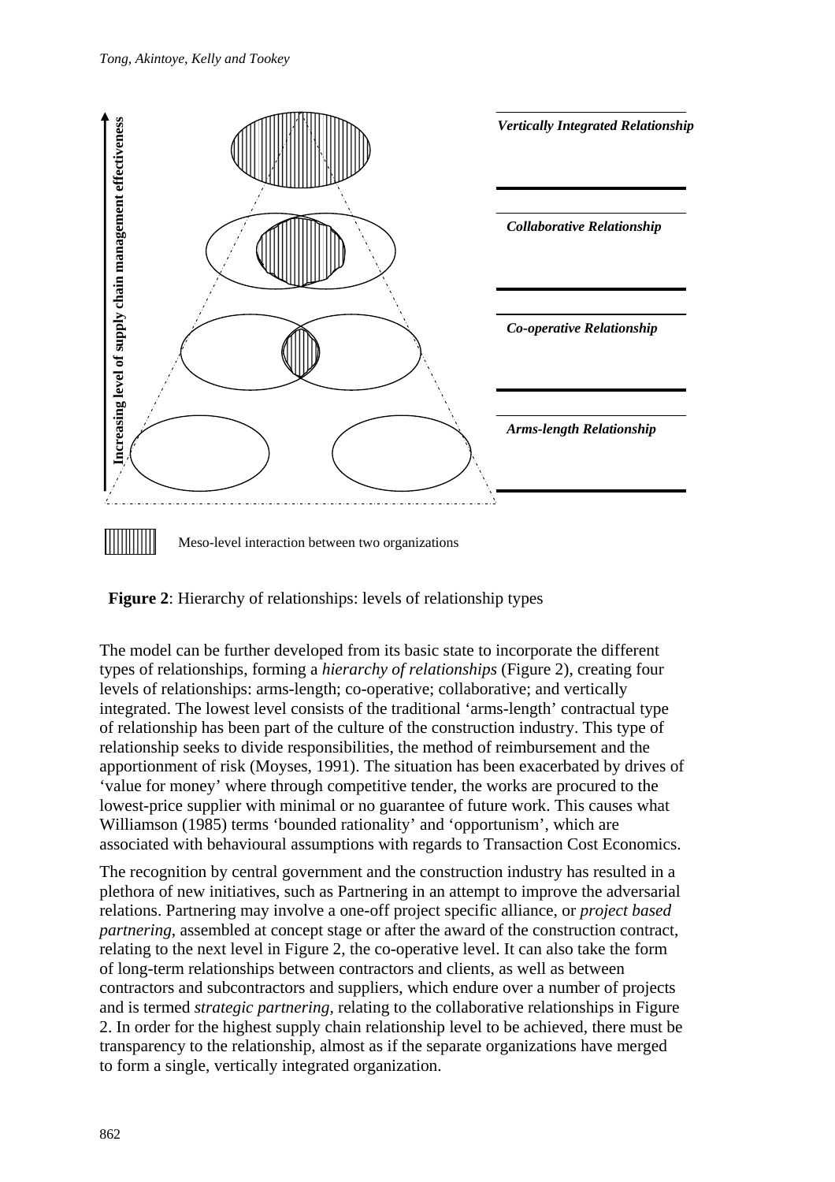**Figure 2**: Hierarchy of relationships: levels of relationship types

The model can be further developed from its basic state to incorporate the different types of relationships, forming a *hierarchy of relationships* (Figure 2), creating four levels of relationships: arms-length; co-operative; collaborative; and vertically integrated. The lowest level consists of the traditional 'arms-length' contractual type of relationship has been part of the culture of the construction industry. This type of relationship seeks to divide responsibilities, the method of reimbursement and the apportionment of risk (Moyses, 1991). The situation has been exacerbated by drives of 'value for money' where through competitive tender, the works are procured to the lowest-price supplier with minimal or no guarantee of future work. This causes what Williamson (1985) terms 'bounded rationality' and 'opportunism', which are associated with behavioural assumptions with regards to Transaction Cost Economics.

The recognition by central government and the construction industry has resulted in a plethora of new initiatives, such as Partnering in an attempt to improve the adversarial relations. Partnering may involve a one-off project specific alliance, or *project based partnering,* assembled at concept stage or after the award of the construction contract, relating to the next level in Figure 2, the co-operative level. It can also take the form of long-term relationships between contractors and clients, as well as between contractors and subcontractors and suppliers, which endure over a number of projects and is termed *strategic partnering*, relating to the collaborative relationships in Figure 2. In order for the highest supply chain relationship level to be achieved, there must be transparency to the relationship, almost as if the separate organizations have merged to form a single, vertically integrated organization.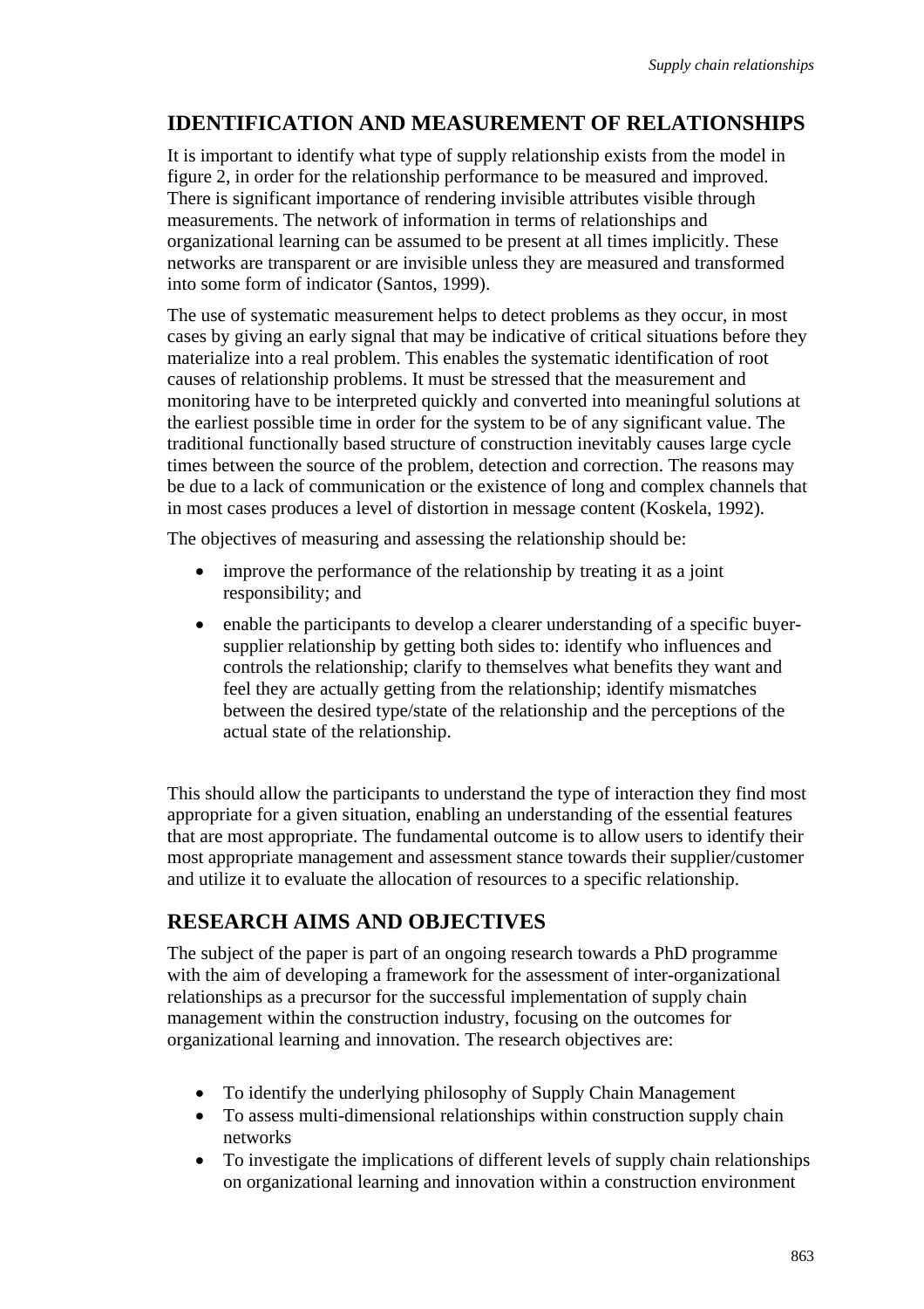## IDENTIFICATION AND MEASUREMENT OF RELATIONSHIPS

It is important to identify what type of supply relationship exists from the model in figure 2, in order for the relationship performance to be measured and improved. There is significant importance of rendering invisible attributes visible through measurements. The network of information in terms of relationships and organizational learning can be assumed to be present at all times implicitly. These networks are transparent or are invisible unless they are measured and transformed into some form of indicator (Santos, 1999).

The use of systematic measurement helps to detect problems as they occur, in most cases by giving an early signal that may be indicative of critical situations before they materialize into a real problem. This enables the systematic identification of root causes of relationship problems. It must be stressed that the measurement and monitoring have to be interpreted quickly and converted into meaningful solutions at the earliest possible time in order for the system to be of any significant value. The traditional functionally based structure of construction inevitably causes large cycle times between the source of the problem, detection and correction. The reasons may be due to a lack of communication or the existence of long and complex channels that in most cases produces a level of distortion in message content (Koskela, 1992).

The objectives of measuring and assessing the relationship should be:

- improve the performance of the relationship by treating it as a joint responsibility; and
- enable the participants to develop a clearer understanding of a specific buyer-supplier relationship by getting both sides to: identify who influences and controls the relationship; clarify to themselves what benefits they want and feel they are actually getting from the relationship; identify mismatches between the desired type/state of the relationship and the perceptions of the actual state of the relationship.

This should allow the participants to understand the type of interaction they find most appropriate for a given situation, enabling an understanding of the essential features that are most appropriate. The fundamental outcome is to allow users to identify their most appropriate management and assessment stance towards their supplier/customer and utilize it to evaluate the allocation of resources to a specific relationship.

## RESEARCH AIMS AND OBJECTIVES

The subject of the paper is part of an ongoing research towards a PhD programme with the aim of developing a framework for the assessment of inter-organizational relationships as a precursor for the successful implementation of supply chain management within the construction industry, focusing on the outcomes for organizational learning and innovation. The research objectives are:

- To identify the underlying philosophy of Supply Chain Management
- To assess multi-dimensional relationships within construction supply chain networks
- To investigate the implications of different levels of supply chain relationships on organizational learning and innovation within a construction environment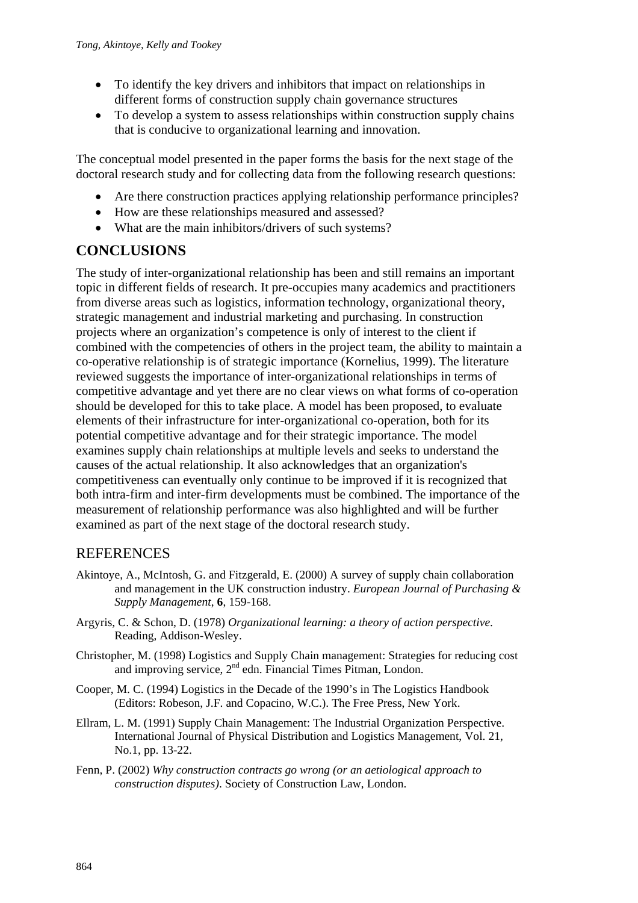- To identify the key drivers and inhibitors that impact on relationships in different forms of construction supply chain governance structures
- To develop a system to assess relationships within construction supply chains that is conducive to organizational learning and innovation.

The conceptual model presented in the paper forms the basis for the next stage of the doctoral research study and for collecting data from the following research questions:

- Are there construction practices applying relationship performance principles?
- How are these relationships measured and assessed?
- What are the main inhibitors/drivers of such systems?

## CONCLUSIONS

The study of inter-organizational relationship has been and still remains an important topic in different fields of research. It pre-occupies many academics and practitioners from diverse areas such as logistics, information technology, organizational theory, strategic management and industrial marketing and purchasing. In construction projects where an organization's competence is only of interest to the client if combined with the competencies of others in the project team, the ability to maintain a co-operative relationship is of strategic importance (Kornelius, 1999). The literature reviewed suggests the importance of inter-organizational relationships in terms of competitive advantage and yet there are no clear views on what forms of co-operation should be developed for this to take place. A model has been proposed, to evaluate elements of their infrastructure for inter-organizational co-operation, both for its potential competitive advantage and for their strategic importance. The model examines supply chain relationships at multiple levels and seeks to understand the causes of the actual relationship. It also acknowledges that an organization's competitiveness can eventually only continue to be improved if it is recognized that both intra-firm and inter-firm developments must be combined. The importance of the measurement of relationship performance was also highlighted and will be further examined as part of the next stage of the doctoral research study.

## REFERENCES

Akintoye, A., McIntosh, G. and Fitzgerald, E. (2000) A survey of supply chain collaboration and management in the UK construction industry. *European Journal of Purchasing & Supply Management*, **6**, 159-168.

Argyris, C. & Schon, D. (1978) *Organizational learning: a theory of action perspective*. Reading, Addison-Wesley.

Christopher, M. (1998) Logistics and Supply Chain management: Strategies for reducing cost and improving service, 2nd edn. Financial Times Pitman, London.

Cooper, M. C. (1994) Logistics in the Decade of the 1990's in The Logistics Handbook (Editors: Robeson, J.F. and Copacino, W.C.). The Free Press, New York.

Ellram, L. M. (1991) Supply Chain Management: The Industrial Organization Perspective. International Journal of Physical Distribution and Logistics Management, Vol. 21, No.1, pp. 13-22.

Fenn, P. (2002) *Why construction contracts go wrong (or an aetiological approach to construction disputes)*. Society of Construction Law, London.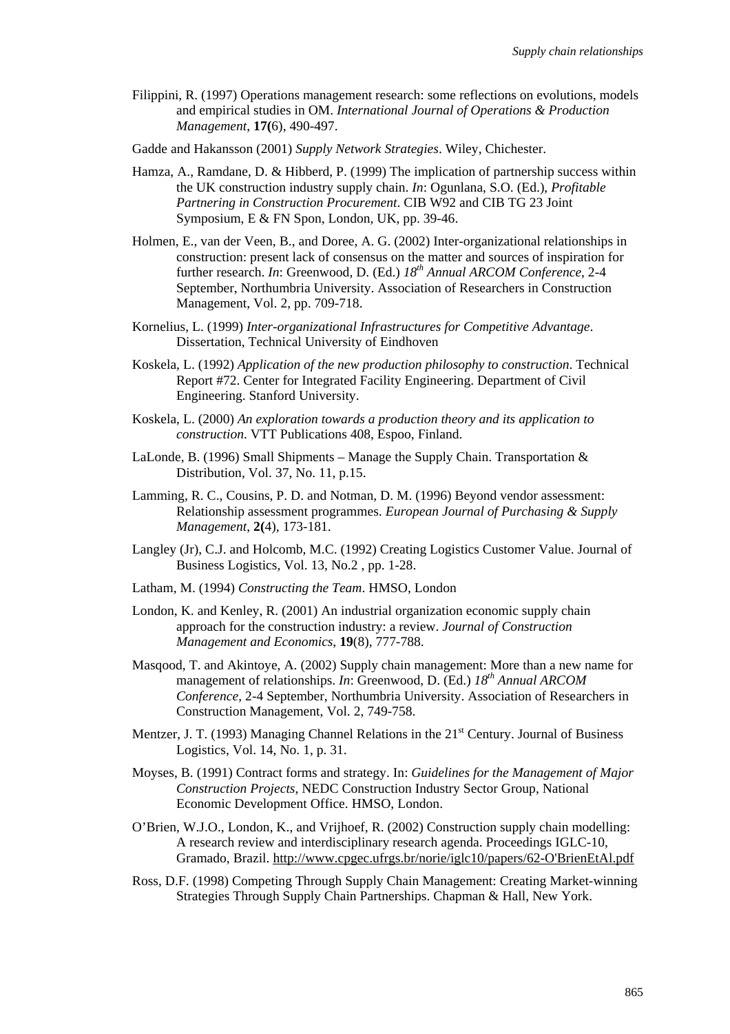Filippini, R. (1997) Operations management research: some reflections on evolutions, models and empirical studies in OM. *International Journal of Operations & Production Management*, **17(**6), 490-497.

Gadde and Hakansson (2001) *Supply Network Strategies*. Wiley, Chichester.

Hamza, A., Ramdane, D. & Hibberd, P. (1999) The implication of partnership success within the UK construction industry supply chain. *In*: Ogunlana, S.O. (Ed.), *Profitable Partnering in Construction Procurement*. CIB W92 and CIB TG 23 Joint Symposium, E & FN Spon, London, UK, pp. 39-46.

Holmen, E., van der Veen, B., and Doree, A. G. (2002) Inter-organizational relationships in construction: present lack of consensus on the matter and sources of inspiration for further research. *In*: Greenwood, D. (Ed.) *18th Annual ARCOM Conference*, 2-4 September, Northumbria University. Association of Researchers in Construction Management, Vol. 2, pp. 709-718.

Kornelius, L. (1999) *Inter-organizational Infrastructures for Competitive Advantage*. Dissertation, Technical University of Eindhoven

Koskela, L. (1992) *Application of the new production philosophy to construction*. Technical Report #72. Center for Integrated Facility Engineering. Department of Civil Engineering. Stanford University.

Koskela, L. (2000) *An exploration towards a production theory and its application to construction*. VTT Publications 408, Espoo, Finland.

LaLonde, B. (1996) Small Shipments – Manage the Supply Chain. Transportation & Distribution, Vol. 37, No. 11, p.15.

Lamming, R. C., Cousins, P. D. and Notman, D. M. (1996) Beyond vendor assessment: Relationship assessment programmes. *European Journal of Purchasing & Supply Management*, **2(**4), 173-181.

Langley (Jr), C.J. and Holcomb, M.C. (1992) Creating Logistics Customer Value. Journal of Business Logistics, Vol. 13, No.2 , pp. 1-28.

Latham, M. (1994) *Constructing the Team*. HMSO, London

London, K. and Kenley, R. (2001) An industrial organization economic supply chain approach for the construction industry: a review. *Journal of Construction Management and Economics*, **19**(8), 777-788.

Masqood, T. and Akintoye, A. (2002) Supply chain management: More than a new name for management of relationships. *In*: Greenwood, D. (Ed.) *18th Annual ARCOM Conference*, 2-4 September, Northumbria University. Association of Researchers in Construction Management, Vol. 2, 749-758.

Mentzer, J. T. (1993) Managing Channel Relations in the 21st Century. Journal of Business Logistics, Vol. 14, No. 1, p. 31.

Moyses, B. (1991) Contract forms and strategy. In: *Guidelines for the Management of Major Construction Projects*, NEDC Construction Industry Sector Group, National Economic Development Office. HMSO, London.

O'Brien, W.J.O., London, K., and Vrijhoef, R. (2002) Construction supply chain modelling: A research review and interdisciplinary research agenda. Proceedings IGLC-10, Gramado, Brazil. http://www.cpgec.ufrgs.br/norie/iglc10/papers/62-O'BrienEtAl.pdf

Ross, D.F. (1998) Competing Through Supply Chain Management: Creating Market-winning Strategies Through Supply Chain Partnerships. Chapman & Hall, New York.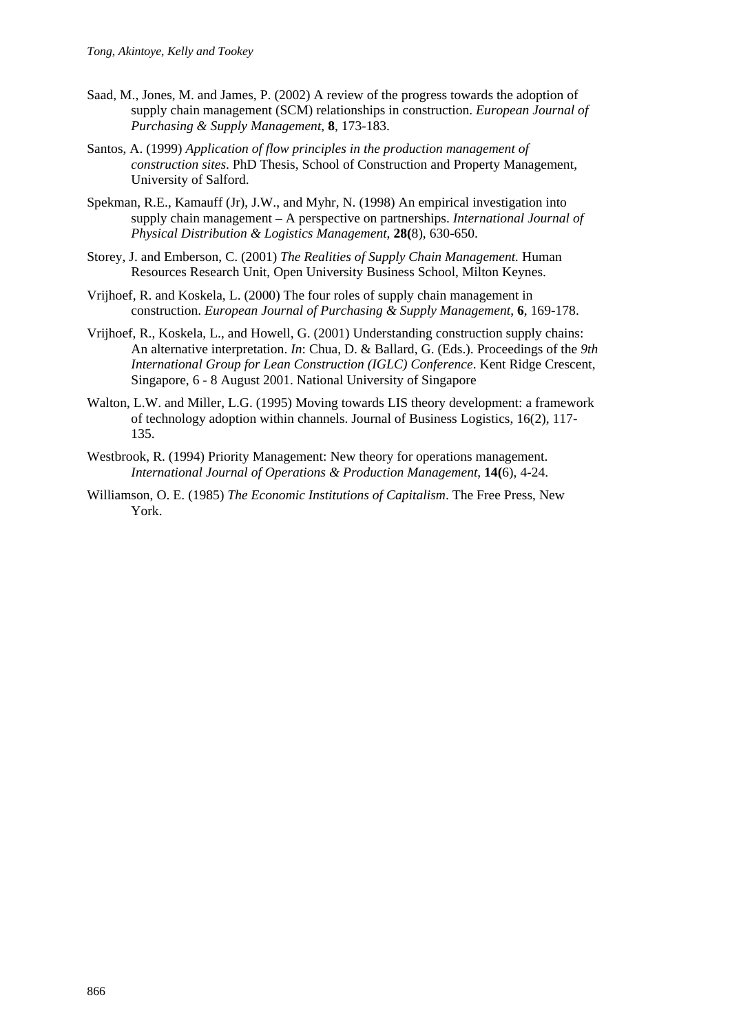Saad, M., Jones, M. and James, P. (2002) A review of the progress towards the adoption of supply chain management (SCM) relationships in construction. *European Journal of Purchasing & Supply Management*, **8**, 173-183.

Santos, A. (1999) *Application of flow principles in the production management of construction sites*. PhD Thesis, School of Construction and Property Management, University of Salford.

Spekman, R.E., Kamauff (Jr), J.W., and Myhr, N. (1998) An empirical investigation into supply chain management – A perspective on partnerships. *International Journal of Physical Distribution & Logistics Management*, **28(**8), 630-650.

Storey, J. and Emberson, C. (2001) *The Realities of Supply Chain Management.* Human Resources Research Unit, Open University Business School, Milton Keynes.

Vrijhoef, R. and Koskela, L. (2000) The four roles of supply chain management in construction. *European Journal of Purchasing & Supply Management*, **6**, 169-178.

Vrijhoef, R., Koskela, L., and Howell, G. (2001) Understanding construction supply chains: An alternative interpretation. *In*: Chua, D. & Ballard, G. (Eds.). Proceedings of the *9th International Group for Lean Construction (IGLC) Conference*. Kent Ridge Crescent, Singapore, 6 - 8 August 2001. National University of Singapore

Walton, L.W. and Miller, L.G. (1995) Moving towards LIS theory development: a framework of technology adoption within channels. Journal of Business Logistics, 16(2), 117-135.

Westbrook, R. (1994) Priority Management: New theory for operations management. *International Journal of Operations & Production Management*, **14(**6), 4-24.

Williamson, O. E. (1985) *The Economic Institutions of Capitalism*. The Free Press, New York.